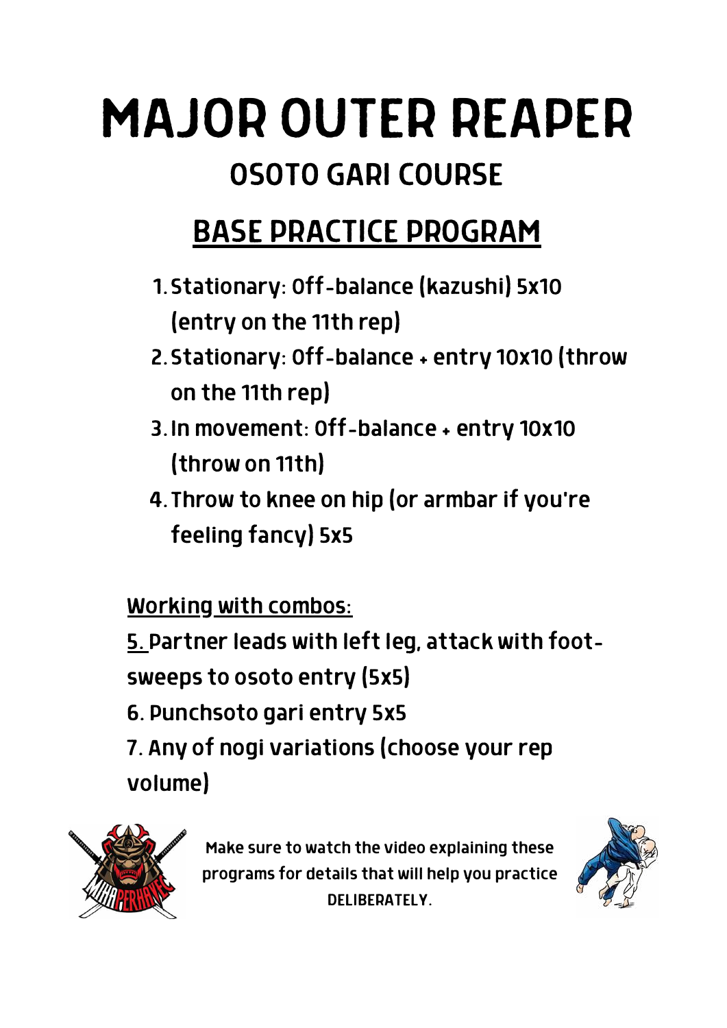# MAJOR OUTER REAPER

## OSOTO GARI COURSE

## BASE PRACTICE PROGRAM

1. Stationary: Off-balance (kazushi) 5x10 (entry on the 11th rep)
2. Stationary: Off-balance + entry 10x10 (throw on the 11th rep)
3. In movement: Off-balance + entry 10x10 (throw on 11th)
4. Throw to knee on hip (or armbar if you're feeling fancy) 5x5

Working with combos:

5. Partner leads with left leg, attack with foot-sweeps to osoto entry (5x5)

6. Punchsoto gari entry 5x5

7. Any of nogi variations (choose your rep volume)

Make sure to watch the video explaining these programs for details that will help you practice DELIBERATELY.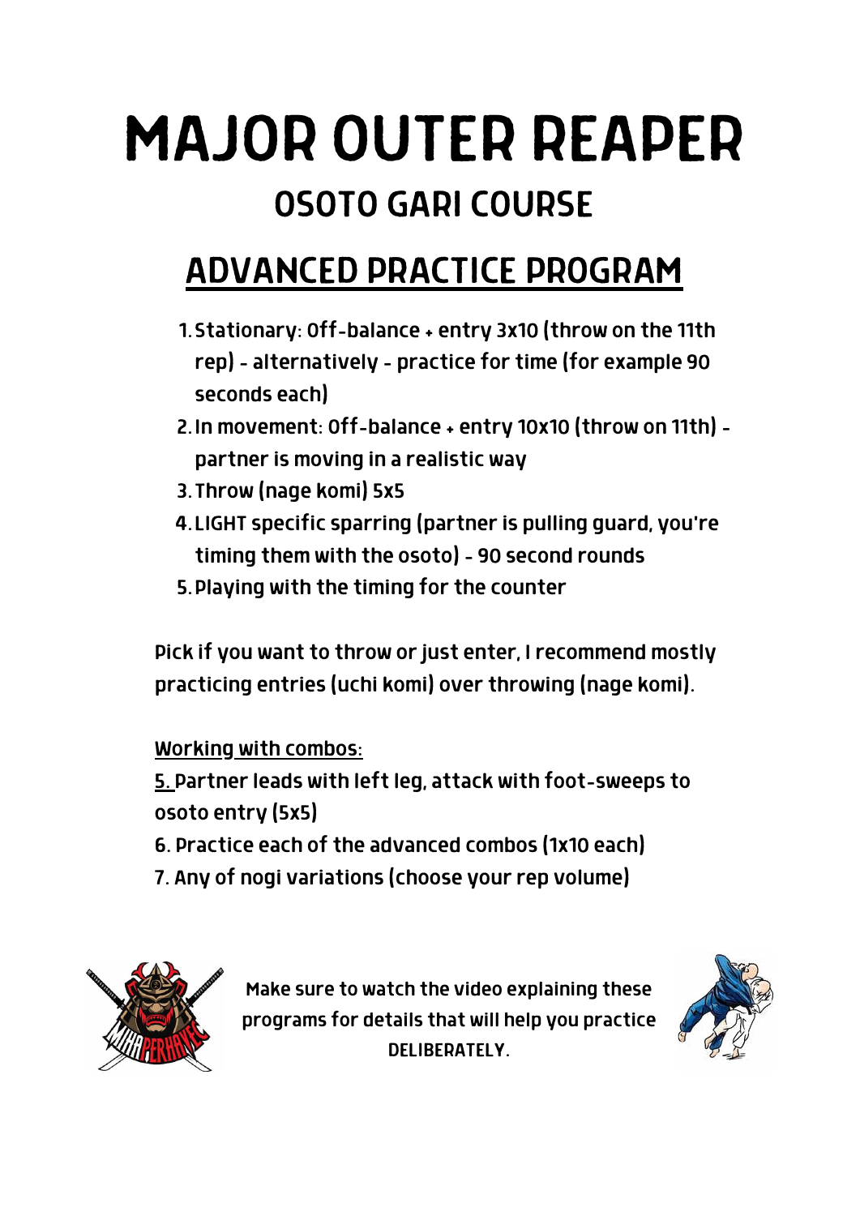# MAJOR OUTER REAPER

## OSOTO GARI COURSE

## ADVANCED PRACTICE PROGRAM

1. Stationary: Off-balance + entry 3x10 (throw on the 11th rep) - alternatively - practice for time (for example 90 seconds each)
2. In movement: Off-balance + entry 10x10 (throw on 11th) - partner is moving in a realistic way
3. Throw (nage komi) 5x5
4. LIGHT specific sparring (partner is pulling guard, you're timing them with the osoto) - 90 second rounds
5. Playing with the timing for the counter

Pick if you want to throw or just enter, I recommend mostly practicing entries (uchi komi) over throwing (nage komi).

Working with combos:

5. Partner leads with left leg, attack with foot-sweeps to osoto entry (5x5)

6. Practice each of the advanced combos (1x10 each)

7. Any of nogi variations (choose your rep volume)

Make sure to watch the video explaining these programs for details that will help you practice DELIBERATELY.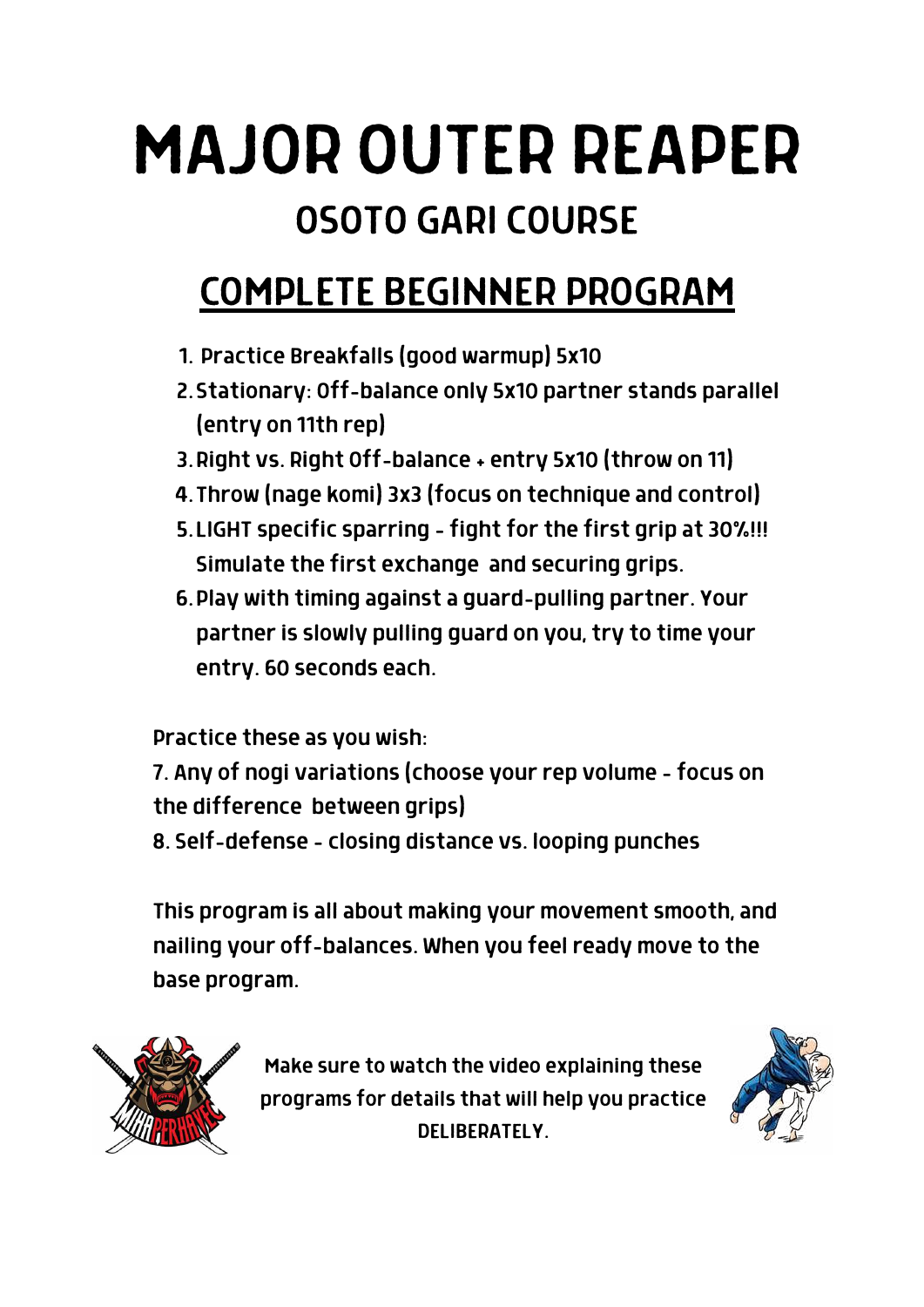# MAJOR OUTER REAPER

## OSOTO GARI COURSE

## COMPLETE BEGINNER PROGRAM

1. Practice Breakfalls (good warmup) 5x10
2. Stationary: Off-balance only 5x10 partner stands parallel (entry on 11th rep)
3. Right vs. Right Off-balance + entry 5x10 (throw on 11)
4. Throw (nage komi) 3x3 (focus on technique and control)
5. LIGHT specific sparring - fight for the first grip at 30%!!! Simulate the first exchange and securing grips.
6. Play with timing against a guard-pulling partner. Your partner is slowly pulling guard on you, try to time your entry. 60 seconds each.

Practice these as you wish:

7. Any of nogi variations (choose your rep volume - focus on the difference between grips)
8. Self-defense - closing distance vs. looping punches

This program is all about making your movement smooth, and nailing your off-balances. When you feel ready move to the base program.

Make sure to watch the video explaining these programs for details that will help you practice DELIBERATELY.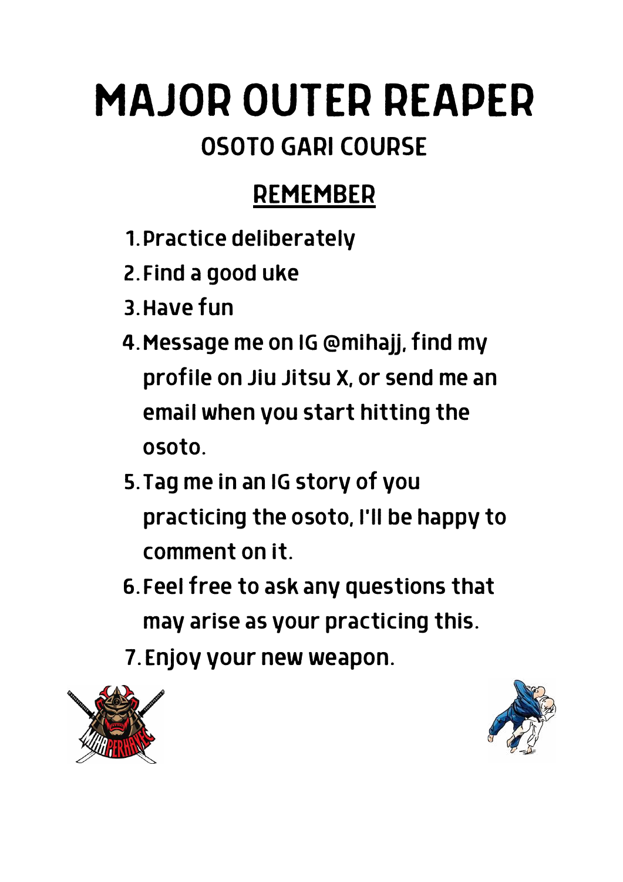# MAJOR OUTER REAPER

## OSOTO GARI COURSE

### REMEMBER

1. Practice deliberately
2. Find a good uke
3. Have fun
4. Message me on IG @mihajj, find my profile on Jiu Jitsu X, or send me an email when you start hitting the osoto.
5. Tag me in an IG story of you practicing the osoto, I'll be happy to comment on it.
6. Feel free to ask any questions that may arise as your practicing this.
7. Enjoy your new weapon.